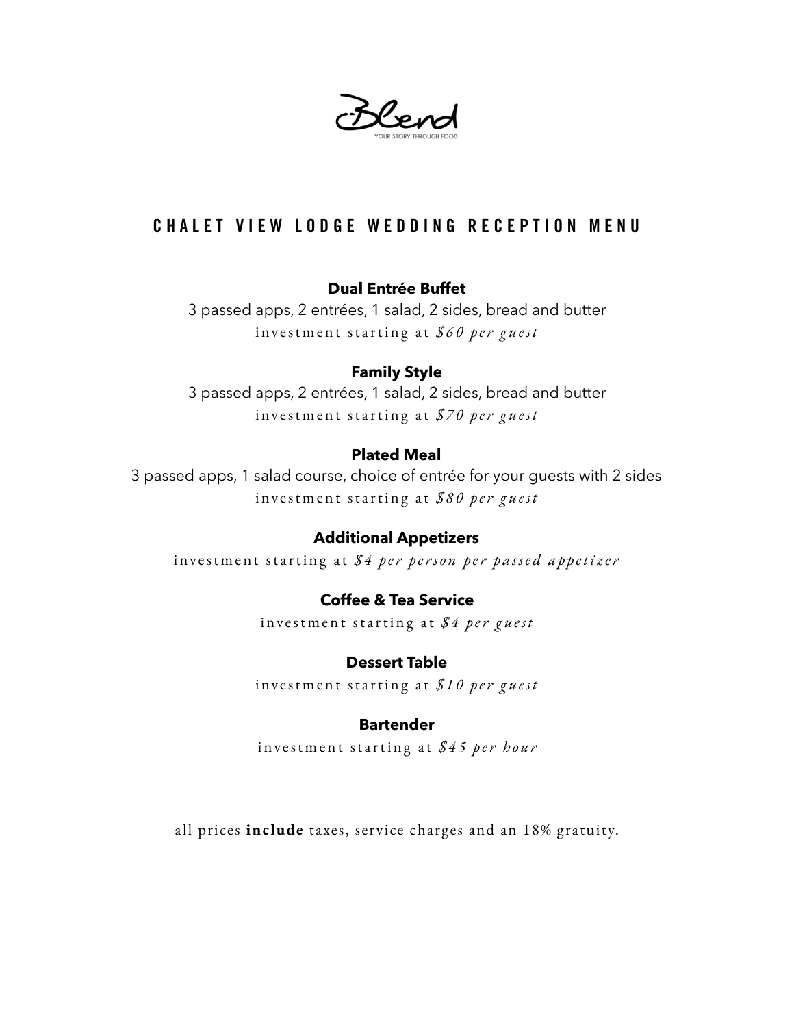Blend

YOUR STORY THROUGH FOOD

# CHALET VIEW LODGE WEDDING RECEPTION MENU

**Dual Entrée Buffet**

3 passed apps, 2 entrées, 1 salad, 2 sides, bread and butter

investment starting at *$60 per guest*

**Family Style**

3 passed apps, 2 entrées, 1 salad, 2 sides, bread and butter

investment starting at *$70 per guest*

**Plated Meal**

3 passed apps, 1 salad course, choice of entrée for your guests with 2 sides

investment starting at *$80 per guest*

**Additional Appetizers**

investment starting at *$4 per person per passed appetizer*

**Coffee & Tea Service**

investment starting at *$4 per guest*

**Dessert Table**

investment starting at *$10 per guest*

**Bartender**

investment starting at *$45 per hour*

all prices **include** taxes, service charges and an 18% gratuity.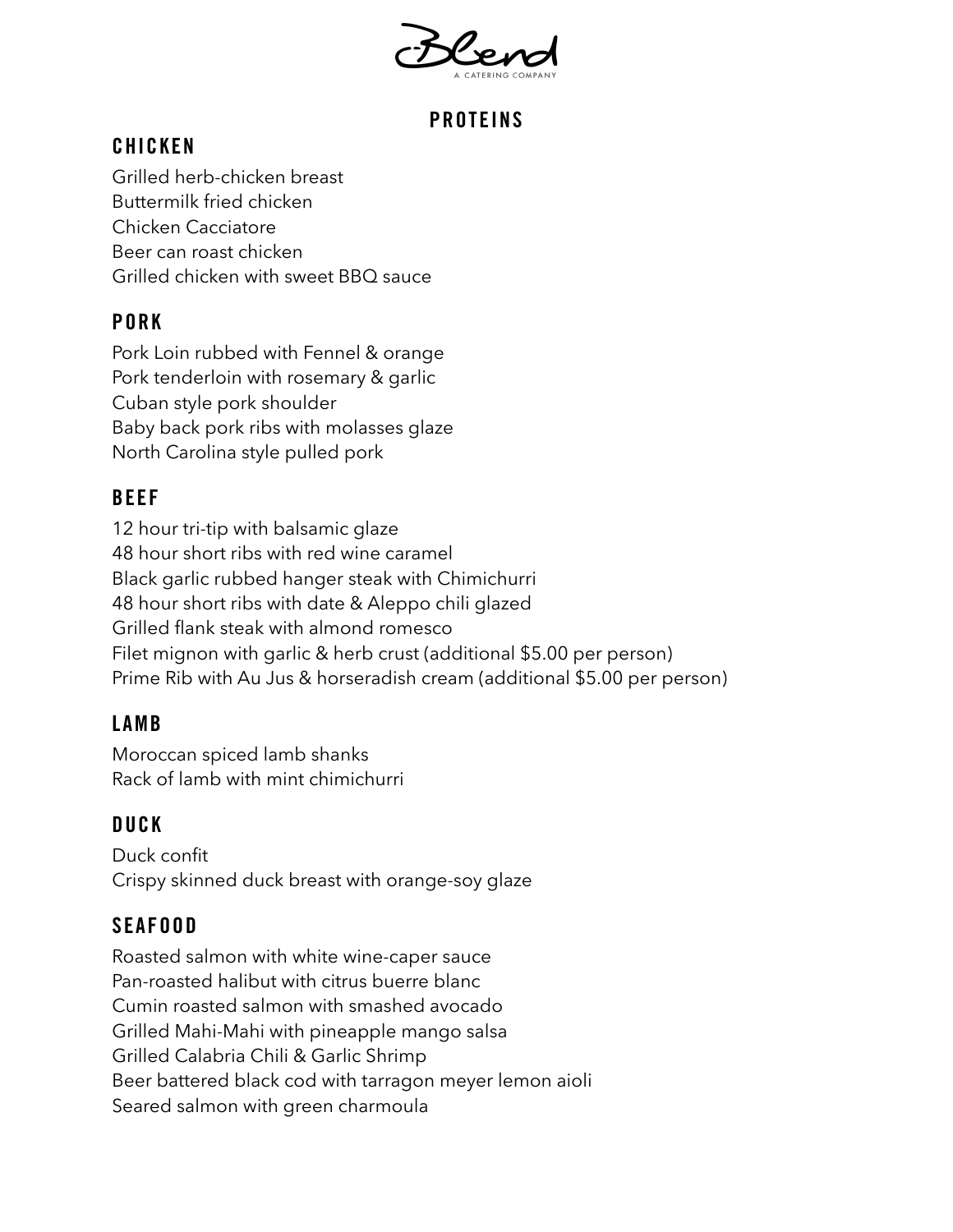# PROTEINS

## CHICKEN

Grilled herb-chicken breast
Buttermilk fried chicken
Chicken Cacciatore
Beer can roast chicken
Grilled chicken with sweet BBQ sauce

## PORK

Pork Loin rubbed with Fennel & orange
Pork tenderloin with rosemary & garlic
Cuban style pork shoulder
Baby back pork ribs with molasses glaze
North Carolina style pulled pork

## BEEF

12 hour tri-tip with balsamic glaze
48 hour short ribs with red wine caramel
Black garlic rubbed hanger steak with Chimichurri
48 hour short ribs with date & Aleppo chili glazed
Grilled flank steak with almond romesco
Filet mignon with garlic & herb crust (additional $5.00 per person)
Prime Rib with Au Jus & horseradish cream (additional $5.00 per person)

## LAMB

Moroccan spiced lamb shanks
Rack of lamb with mint chimichurri

## DUCK

Duck confit
Crispy skinned duck breast with orange-soy glaze

## SEAFOOD

Roasted salmon with white wine-caper sauce
Pan-roasted halibut with citrus buerre blanc
Cumin roasted salmon with smashed avocado
Grilled Mahi-Mahi with pineapple mango salsa
Grilled Calabria Chili & Garlic Shrimp
Beer battered black cod with tarragon meyer lemon aioli
Seared salmon with green charmoula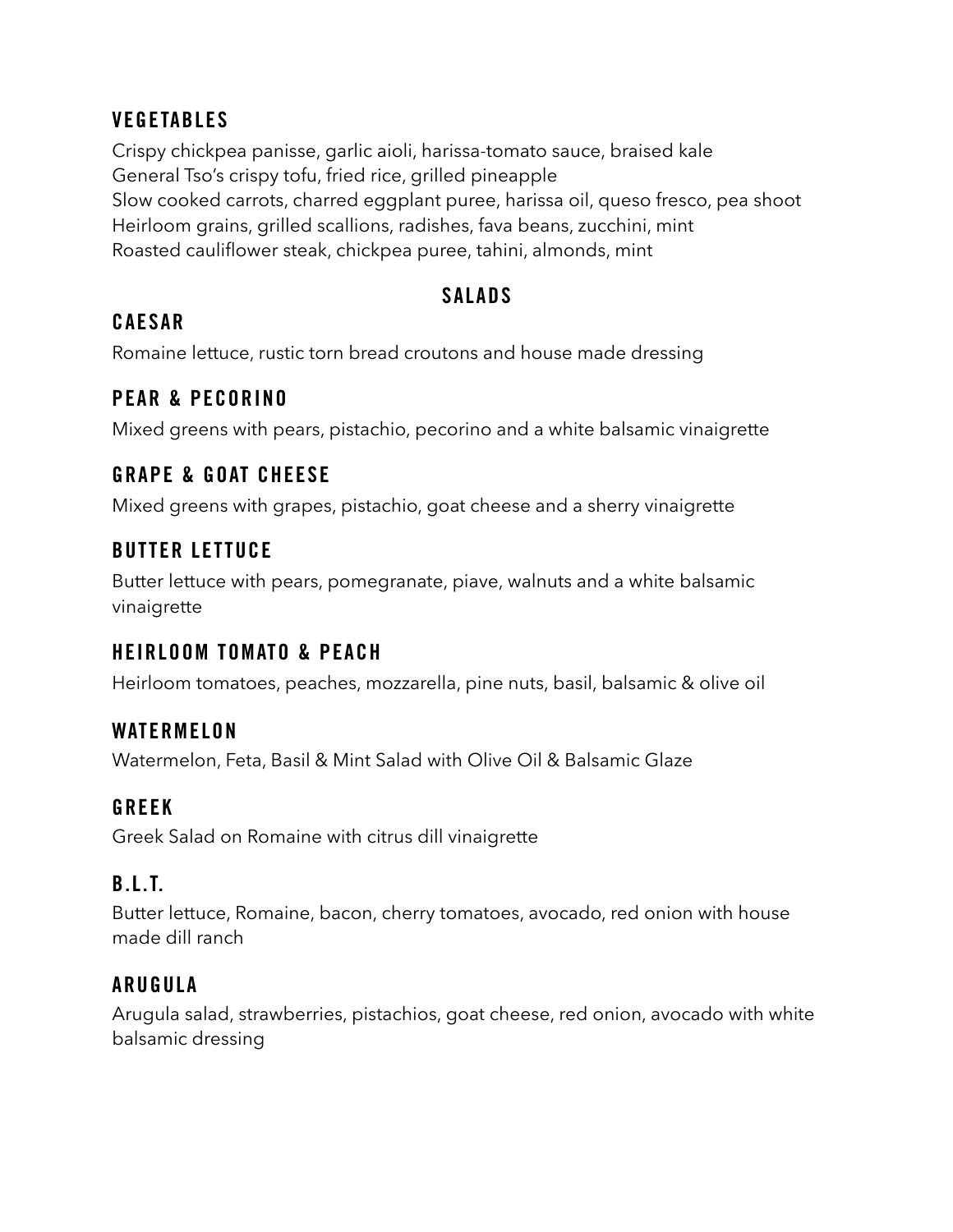## VEGETABLES

Crispy chickpea panisse, garlic aioli, harissa-tomato sauce, braised kale
General Tso's crispy tofu, fried rice, grilled pineapple
Slow cooked carrots, charred eggplant puree, harissa oil, queso fresco, pea shoot
Heirloom grains, grilled scallions, radishes, fava beans, zucchini, mint
Roasted cauliflower steak, chickpea puree, tahini, almonds, mint

## SALADS

### CAESAR

Romaine lettuce, rustic torn bread croutons and house made dressing

### PEAR & PECORINO

Mixed greens with pears, pistachio, pecorino and a white balsamic vinaigrette

### GRAPE & GOAT CHEESE

Mixed greens with grapes, pistachio, goat cheese and a sherry vinaigrette

### BUTTER LETTUCE

Butter lettuce with pears, pomegranate, piave, walnuts and a white balsamic vinaigrette

### HEIRLOOM TOMATO & PEACH

Heirloom tomatoes, peaches, mozzarella, pine nuts, basil, balsamic & olive oil

### WATERMELON

Watermelon, Feta, Basil & Mint Salad with Olive Oil & Balsamic Glaze

### GREEK

Greek Salad on Romaine with citrus dill vinaigrette

### B.L.T.

Butter lettuce, Romaine, bacon, cherry tomatoes, avocado, red onion with house made dill ranch

### ARUGULA

Arugula salad, strawberries, pistachios, goat cheese, red onion, avocado with white balsamic dressing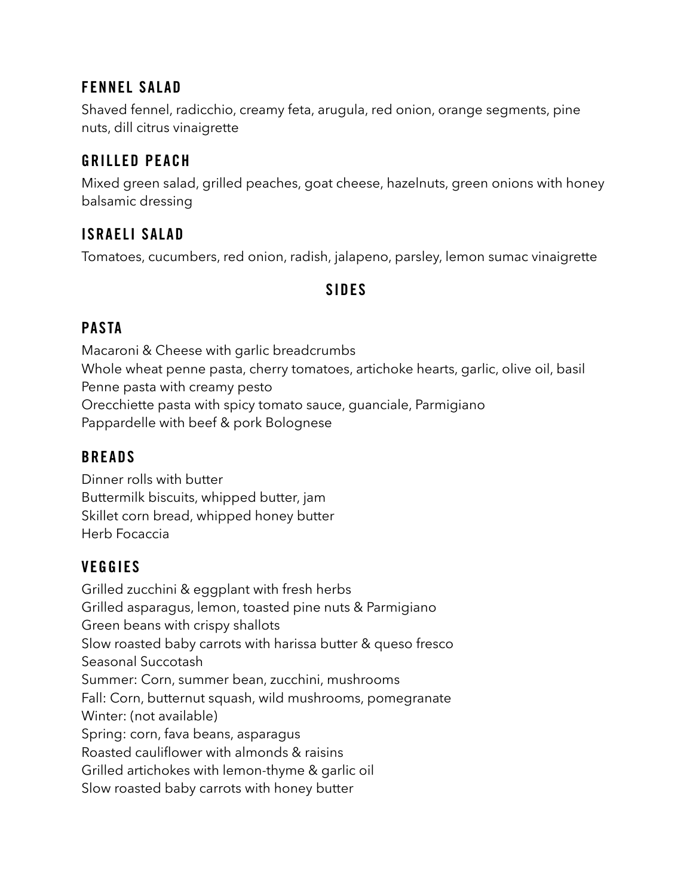### FENNEL SALAD

Shaved fennel, radicchio, creamy feta, arugula, red onion, orange segments, pine nuts, dill citrus vinaigrette

### GRILLED PEACH

Mixed green salad, grilled peaches, goat cheese, hazelnuts, green onions with honey balsamic dressing

### ISRAELI SALAD

Tomatoes, cucumbers, red onion, radish, jalapeno, parsley, lemon sumac vinaigrette

## SIDES

### PASTA

Macaroni & Cheese with garlic breadcrumbs
Whole wheat penne pasta, cherry tomatoes, artichoke hearts, garlic, olive oil, basil
Penne pasta with creamy pesto
Orecchiette pasta with spicy tomato sauce, guanciale, Parmigiano
Pappardelle with beef & pork Bolognese

### BREADS

Dinner rolls with butter
Buttermilk biscuits, whipped butter, jam
Skillet corn bread, whipped honey butter
Herb Focaccia

### VEGGIES

Grilled zucchini & eggplant with fresh herbs
Grilled asparagus, lemon, toasted pine nuts & Parmigiano
Green beans with crispy shallots
Slow roasted baby carrots with harissa butter & queso fresco
Seasonal Succotash
Summer: Corn, summer bean, zucchini, mushrooms
Fall: Corn, butternut squash, wild mushrooms, pomegranate
Winter: (not available)
Spring: corn, fava beans, asparagus
Roasted cauliflower with almonds & raisins
Grilled artichokes with lemon-thyme & garlic oil
Slow roasted baby carrots with honey butter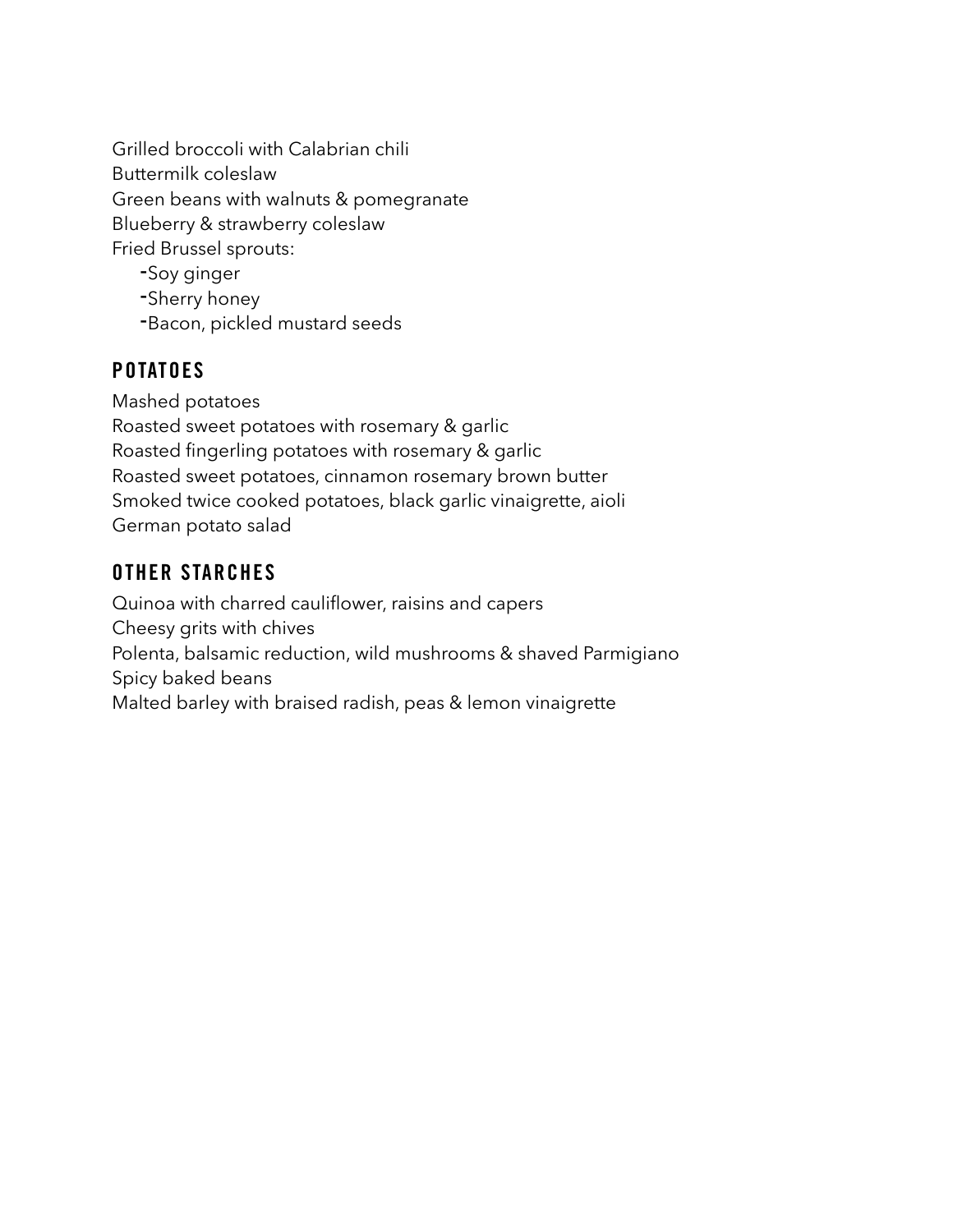Grilled broccoli with Calabrian chili
Buttermilk coleslaw
Green beans with walnuts & pomegranate
Blueberry & strawberry coleslaw
Fried Brussel sprouts:

- Soy ginger
- Sherry honey
- Bacon, pickled mustard seeds

## POTATOES

Mashed potatoes
Roasted sweet potatoes with rosemary & garlic
Roasted fingerling potatoes with rosemary & garlic
Roasted sweet potatoes, cinnamon rosemary brown butter
Smoked twice cooked potatoes, black garlic vinaigrette, aioli
German potato salad

## OTHER STARCHES

Quinoa with charred cauliflower, raisins and capers
Cheesy grits with chives
Polenta, balsamic reduction, wild mushrooms & shaved Parmigiano
Spicy baked beans
Malted barley with braised radish, peas & lemon vinaigrette